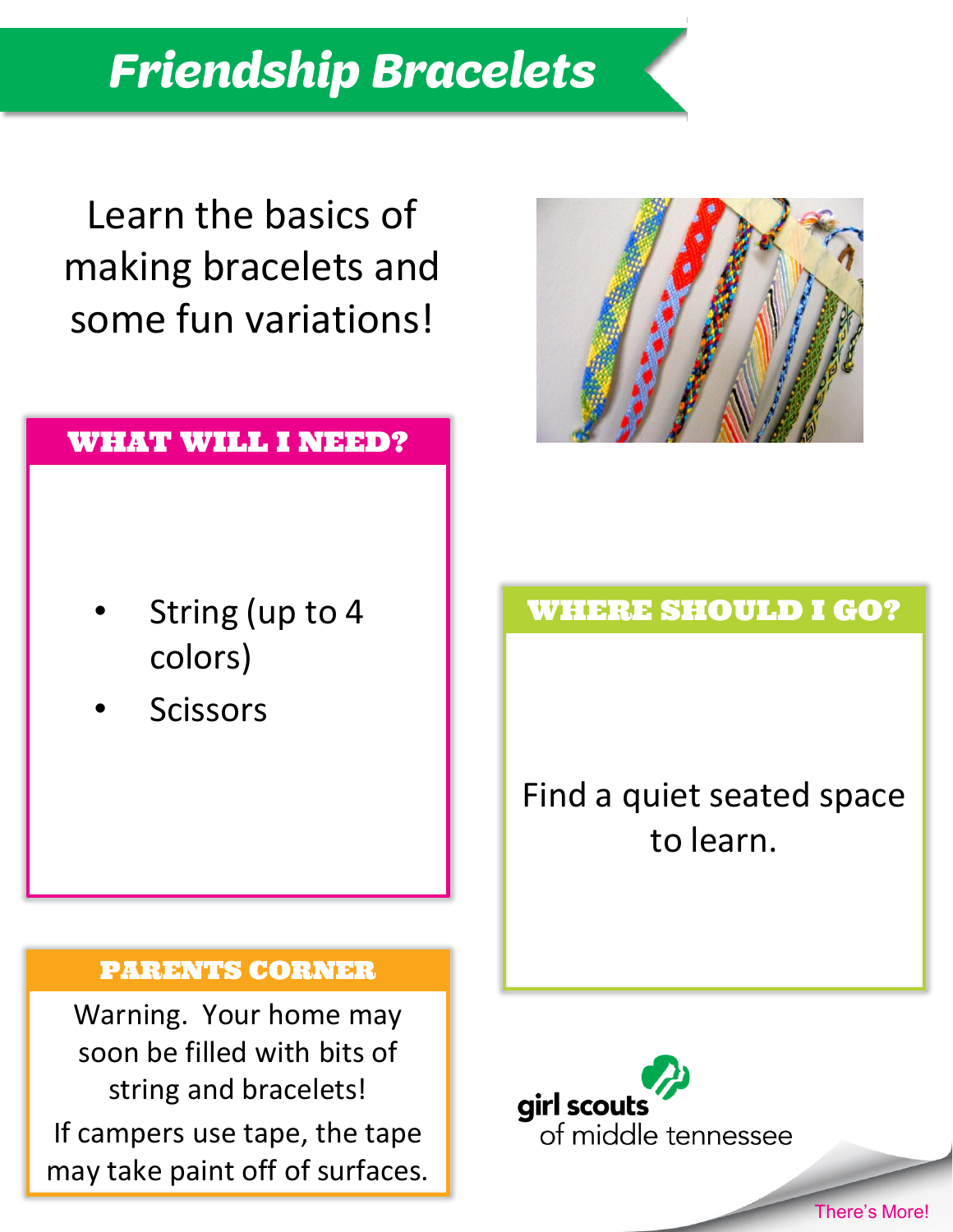# Friendship Bracelets

Learn the basics of making bracelets and some fun variations!

## WHAT WILL I NEED?

- String (up to 4 colors)
- Scissors

## WHERE SHOULD I GO?

Find a quiet seated space to learn.

## PARENTS CORNER

Warning. Your home may soon be filled with bits of string and bracelets!

If campers use tape, the tape may take paint off of surfaces.

girl scouts of middle tennessee

There's More!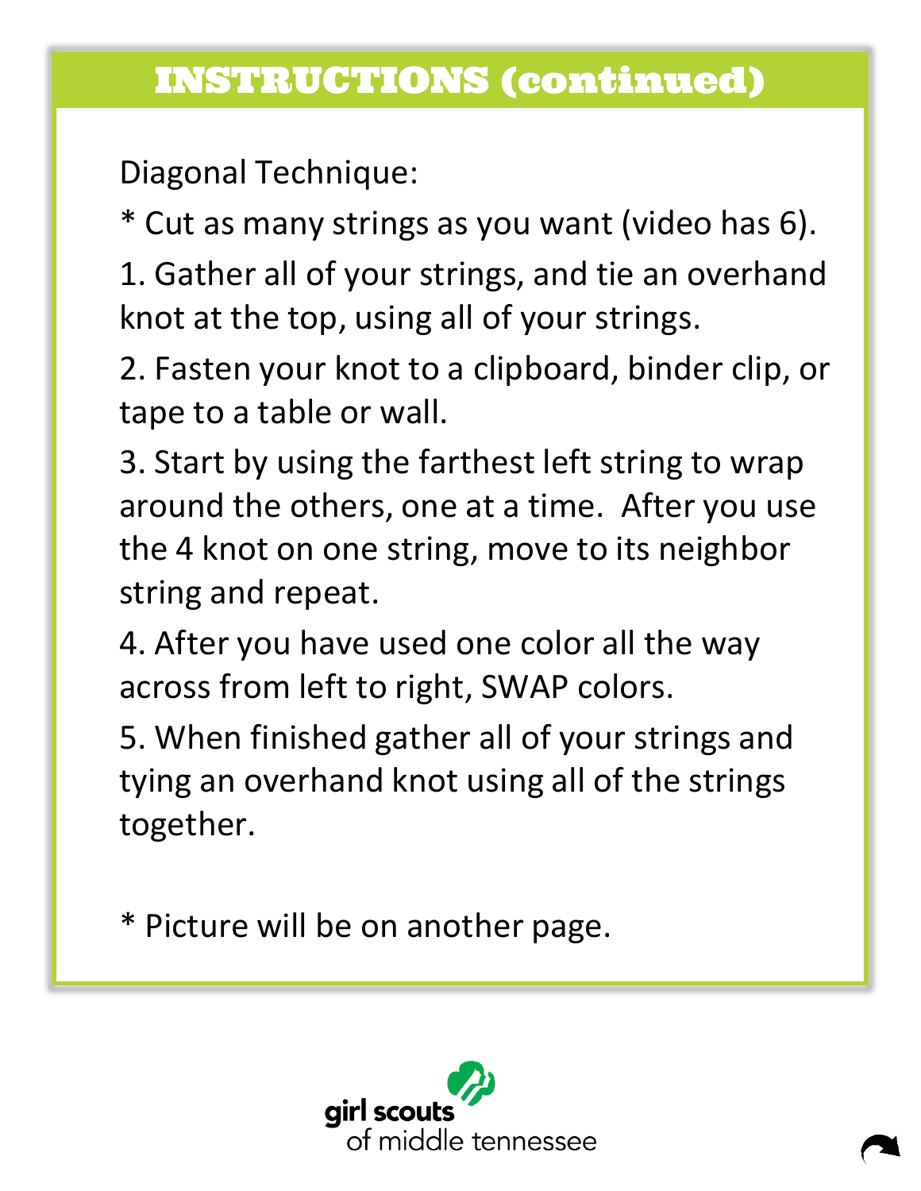## INSTRUCTIONS (continued)

Diagonal Technique:

* Cut as many strings as you want (video has 6).

1. Gather all of your strings, and tie an overhand knot at the top, using all of your strings.

2. Fasten your knot to a clipboard, binder clip, or tape to a table or wall.

3. Start by using the farthest left string to wrap around the others, one at a time.  After you use the 4 knot on one string, move to its neighbor string and repeat.

4. After you have used one color all the way across from left to right, SWAP colors.

5. When finished gather all of your strings and tying an overhand knot using all of the strings together.

* Picture will be on another page.

girl scouts of middle tennessee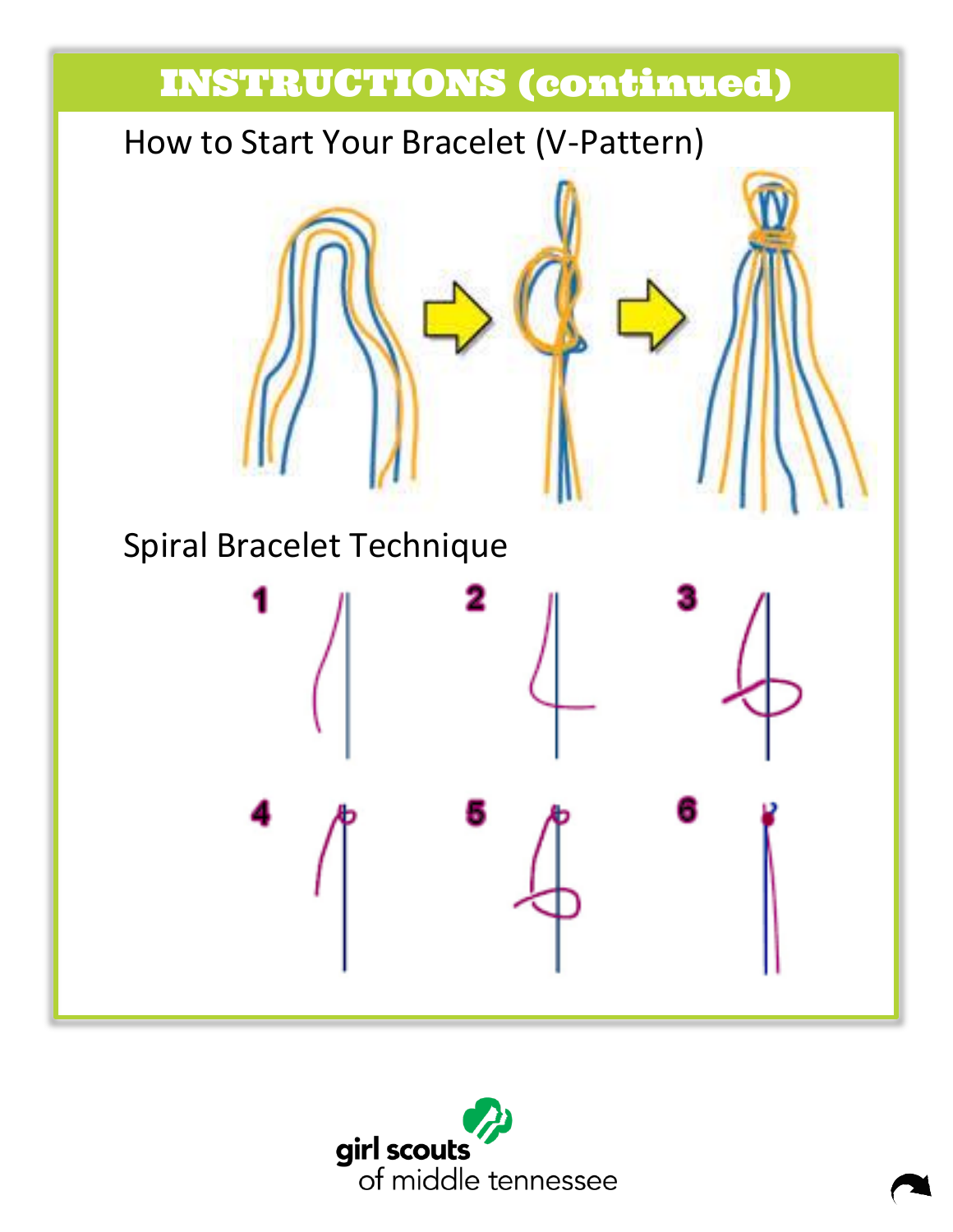# INSTRUCTIONS (continued)

## How to Start Your Bracelet (V-Pattern)

## Spiral Bracelet Technique

1

2

3

4

5

6

girl scouts of middle tennessee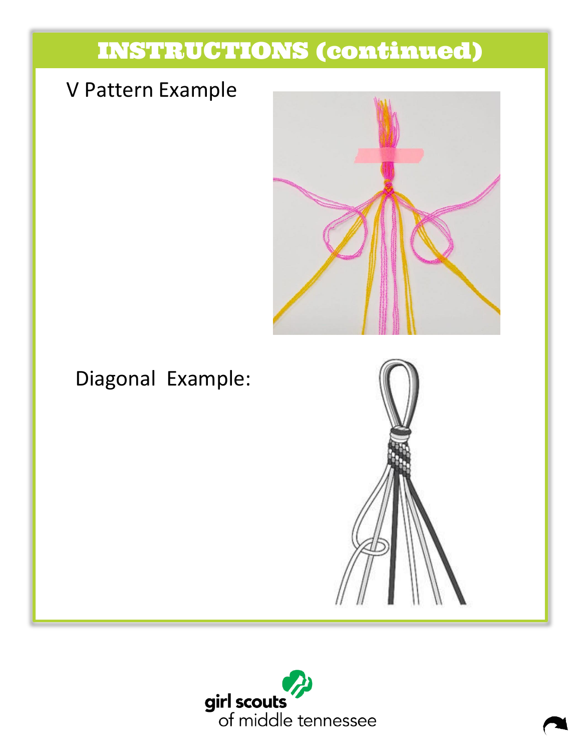# INSTRUCTIONS (continued)

V Pattern Example

Diagonal Example: